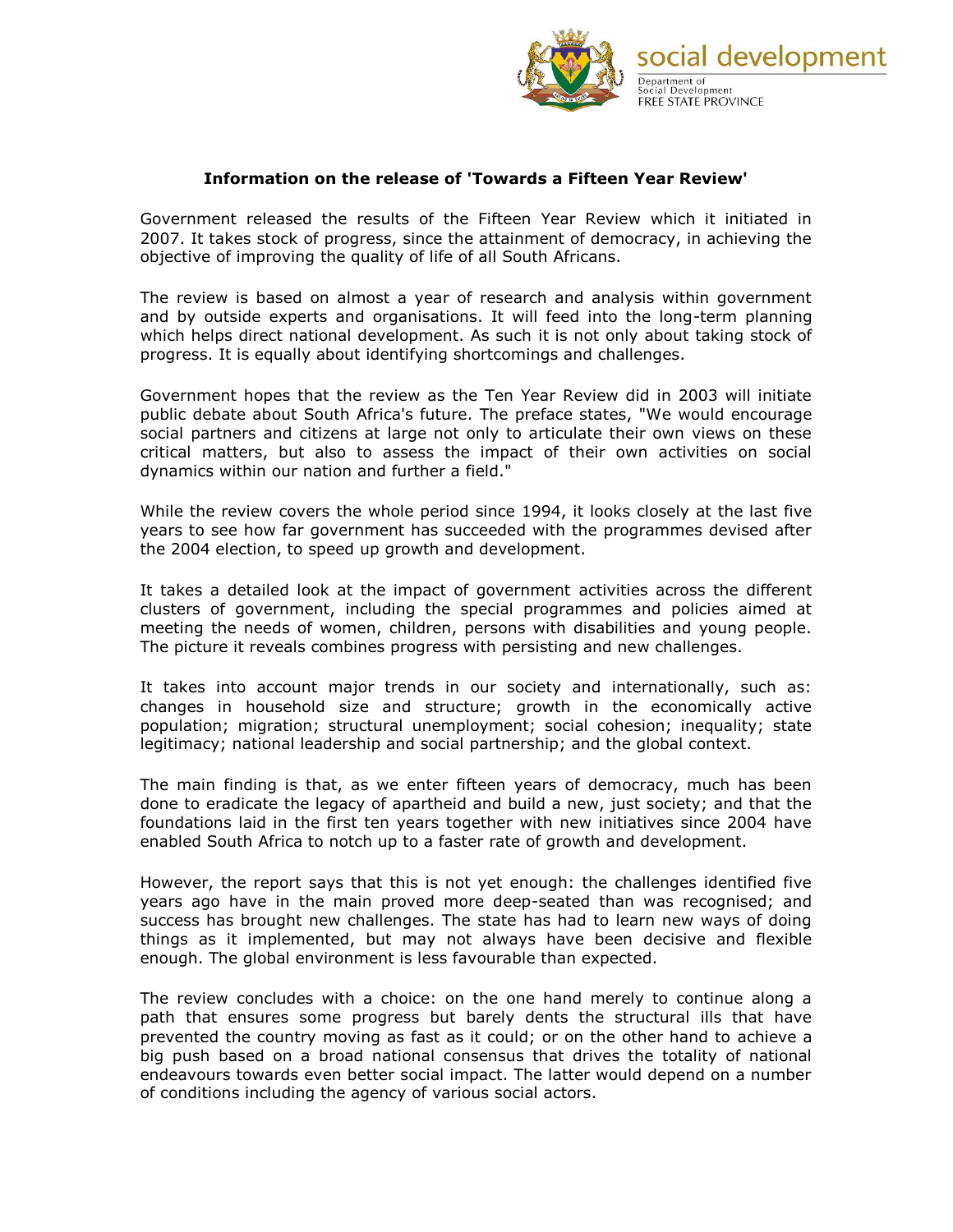social development

Department of Social Development
FREE STATE PROVINCE

**Information on the release of 'Towards a Fifteen Year Review'**

Government released the results of the Fifteen Year Review which it initiated in 2007. It takes stock of progress, since the attainment of democracy, in achieving the objective of improving the quality of life of all South Africans.

The review is based on almost a year of research and analysis within government and by outside experts and organisations. It will feed into the long-term planning which helps direct national development. As such it is not only about taking stock of progress. It is equally about identifying shortcomings and challenges.

Government hopes that the review as the Ten Year Review did in 2003 will initiate public debate about South Africa's future. The preface states, "We would encourage social partners and citizens at large not only to articulate their own views on these critical matters, but also to assess the impact of their own activities on social dynamics within our nation and further a field."

While the review covers the whole period since 1994, it looks closely at the last five years to see how far government has succeeded with the programmes devised after the 2004 election, to speed up growth and development.

It takes a detailed look at the impact of government activities across the different clusters of government, including the special programmes and policies aimed at meeting the needs of women, children, persons with disabilities and young people. The picture it reveals combines progress with persisting and new challenges.

It takes into account major trends in our society and internationally, such as: changes in household size and structure; growth in the economically active population; migration; structural unemployment; social cohesion; inequality; state legitimacy; national leadership and social partnership; and the global context.

The main finding is that, as we enter fifteen years of democracy, much has been done to eradicate the legacy of apartheid and build a new, just society; and that the foundations laid in the first ten years together with new initiatives since 2004 have enabled South Africa to notch up to a faster rate of growth and development.

However, the report says that this is not yet enough: the challenges identified five years ago have in the main proved more deep-seated than was recognised; and success has brought new challenges. The state has had to learn new ways of doing things as it implemented, but may not always have been decisive and flexible enough. The global environment is less favourable than expected.

The review concludes with a choice: on the one hand merely to continue along a path that ensures some progress but barely dents the structural ills that have prevented the country moving as fast as it could; or on the other hand to achieve a big push based on a broad national consensus that drives the totality of national endeavours towards even better social impact. The latter would depend on a number of conditions including the agency of various social actors.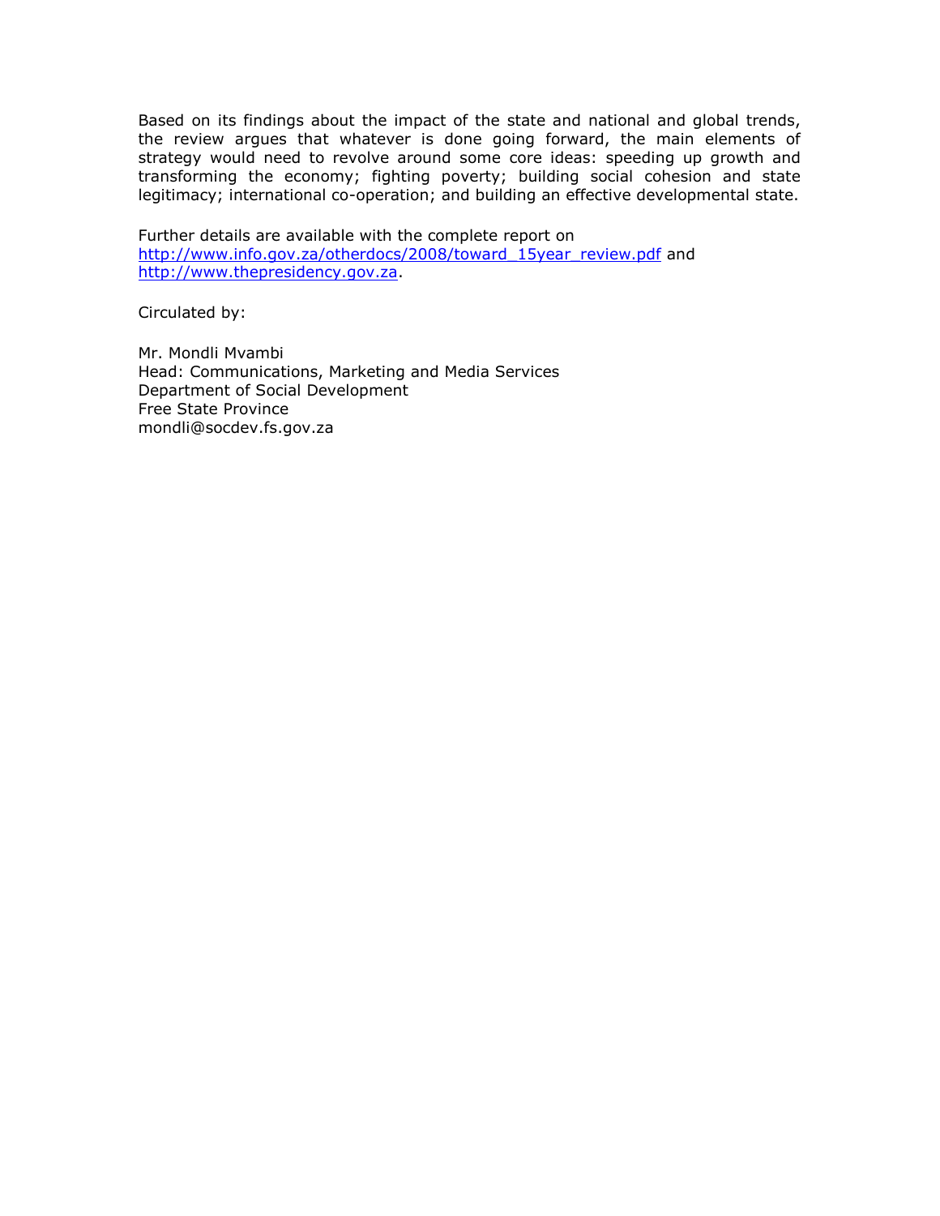Based on its findings about the impact of the state and national and global trends, the review argues that whatever is done going forward, the main elements of strategy would need to revolve around some core ideas: speeding up growth and transforming the economy; fighting poverty; building social cohesion and state legitimacy; international co-operation; and building an effective developmental state.

Further details are available with the complete report on
http://www.info.gov.za/otherdocs/2008/toward_15year_review.pdf and
http://www.thepresidency.gov.za.

Circulated by:

Mr. Mondli Mvambi
Head: Communications, Marketing and Media Services
Department of Social Development
Free State Province
mondli@socdev.fs.gov.za